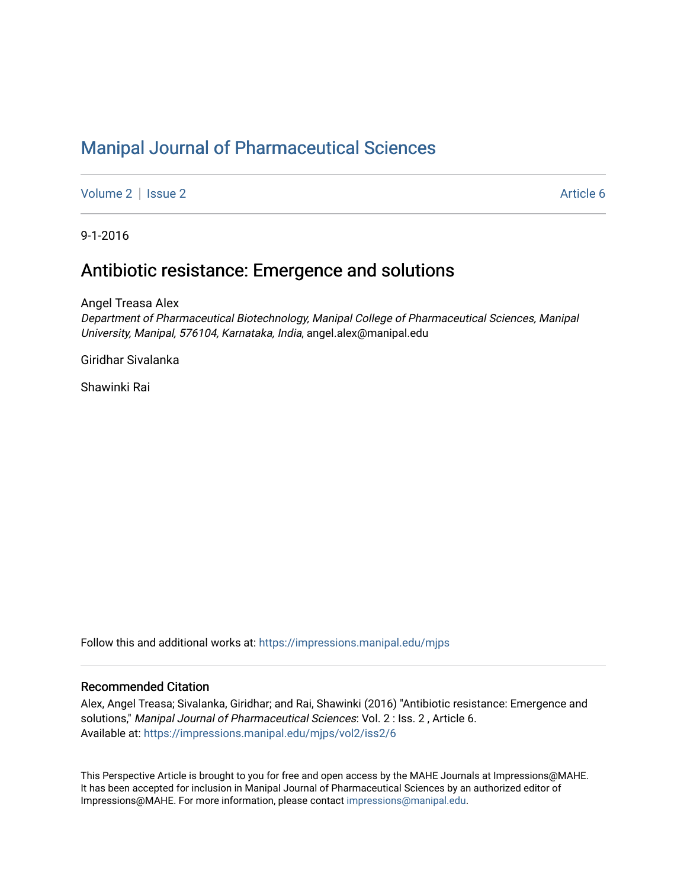# Manipal Journal of Pharmaceutical Sciences

Volume 2 | Issue 2 — Article 6

9-1-2016

## Antibiotic resistance: Emergence and solutions

Angel Treasa Alex
*Department of Pharmaceutical Biotechnology, Manipal College of Pharmaceutical Sciences, Manipal University, Manipal, 576104, Karnataka, India*, angel.alex@manipal.edu

Giridhar Sivalanka

Shawinki Rai

Follow this and additional works at: https://impressions.manipal.edu/mjps

### Recommended Citation

Alex, Angel Treasa; Sivalanka, Giridhar; and Rai, Shawinki (2016) "Antibiotic resistance: Emergence and solutions," *Manipal Journal of Pharmaceutical Sciences*: Vol. 2 : Iss. 2 , Article 6.
Available at: https://impressions.manipal.edu/mjps/vol2/iss2/6

This Perspective Article is brought to you for free and open access by the MAHE Journals at Impressions@MAHE. It has been accepted for inclusion in Manipal Journal of Pharmaceutical Sciences by an authorized editor of Impressions@MAHE. For more information, please contact impressions@manipal.edu.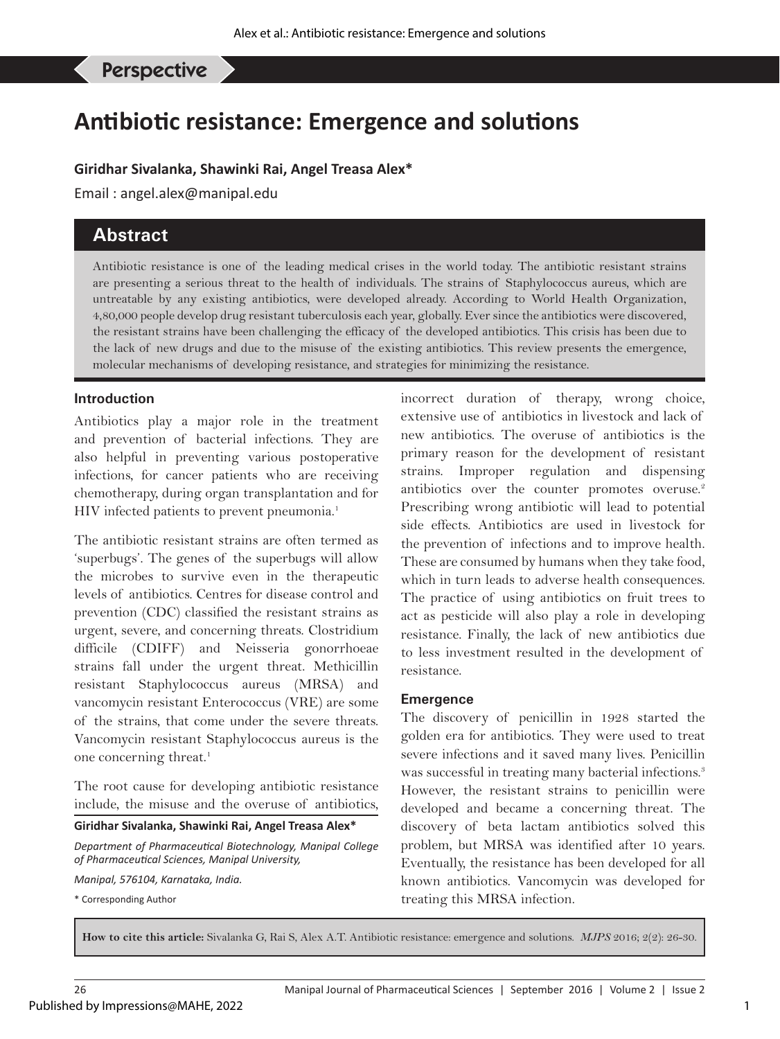## Perspective

# Antibiotic resistance: Emergence and solutions

**Giridhar Sivalanka, Shawinki Rai, Angel Treasa Alex***

Email : angel.alex@manipal.edu

## Abstract

Antibiotic resistance is one of the leading medical crises in the world today. The antibiotic resistant strains are presenting a serious threat to the health of individuals. The strains of Staphylococcus aureus, which are untreatable by any existing antibiotics, were developed already. According to World Health Organization, 4,80,000 people develop drug resistant tuberculosis each year, globally. Ever since the antibiotics were discovered, the resistant strains have been challenging the efficacy of the developed antibiotics. This crisis has been due to the lack of new drugs and due to the misuse of the existing antibiotics. This review presents the emergence, molecular mechanisms of developing resistance, and strategies for minimizing the resistance.

### Introduction

Antibiotics play a major role in the treatment and prevention of bacterial infections. They are also helpful in preventing various postoperative infections, for cancer patients who are receiving chemotherapy, during organ transplantation and for HIV infected patients to prevent pneumonia.[1]

The antibiotic resistant strains are often termed as 'superbugs'. The genes of the superbugs will allow the microbes to survive even in the therapeutic levels of antibiotics. Centres for disease control and prevention (CDC) classified the resistant strains as urgent, severe, and concerning threats. Clostridium difficile (CDIFF) and Neisseria gonorrhoeae strains fall under the urgent threat. Methicillin resistant Staphylococcus aureus (MRSA) and vancomycin resistant Enterococcus (VRE) are some of the strains, that come under the severe threats. Vancomycin resistant Staphylococcus aureus is the one concerning threat.[1]

The root cause for developing antibiotic resistance include, the misuse and the overuse of antibiotics, incorrect duration of therapy, wrong choice, extensive use of antibiotics in livestock and lack of new antibiotics. The overuse of antibiotics is the primary reason for the development of resistant strains. Improper regulation and dispensing antibiotics over the counter promotes overuse.[2] Prescribing wrong antibiotic will lead to potential side effects. Antibiotics are used in livestock for the prevention of infections and to improve health. These are consumed by humans when they take food, which in turn leads to adverse health consequences. The practice of using antibiotics on fruit trees to act as pesticide will also play a role in developing resistance. Finally, the lack of new antibiotics due to less investment resulted in the development of resistance.

### Emergence

The discovery of penicillin in 1928 started the golden era for antibiotics. They were used to treat severe infections and it saved many lives. Penicillin was successful in treating many bacterial infections.[3] However, the resistant strains to penicillin were developed and became a concerning threat. The discovery of beta lactam antibiotics solved this problem, but MRSA was identified after 10 years. Eventually, the resistance has been developed for all known antibiotics. Vancomycin was developed for treating this MRSA infection.

**Giridhar Sivalanka, Shawinki Rai, Angel Treasa Alex***

*Department of Pharmaceutical Biotechnology, Manipal College of Pharmaceutical Sciences, Manipal University,*

*Manipal, 576104, Karnataka, India.*

\* Corresponding Author

**How to cite this article:** Sivalanka G, Rai S, Alex A.T. Antibiotic resistance: emergence and solutions. *MJPS* 2016; 2(2): 26-30.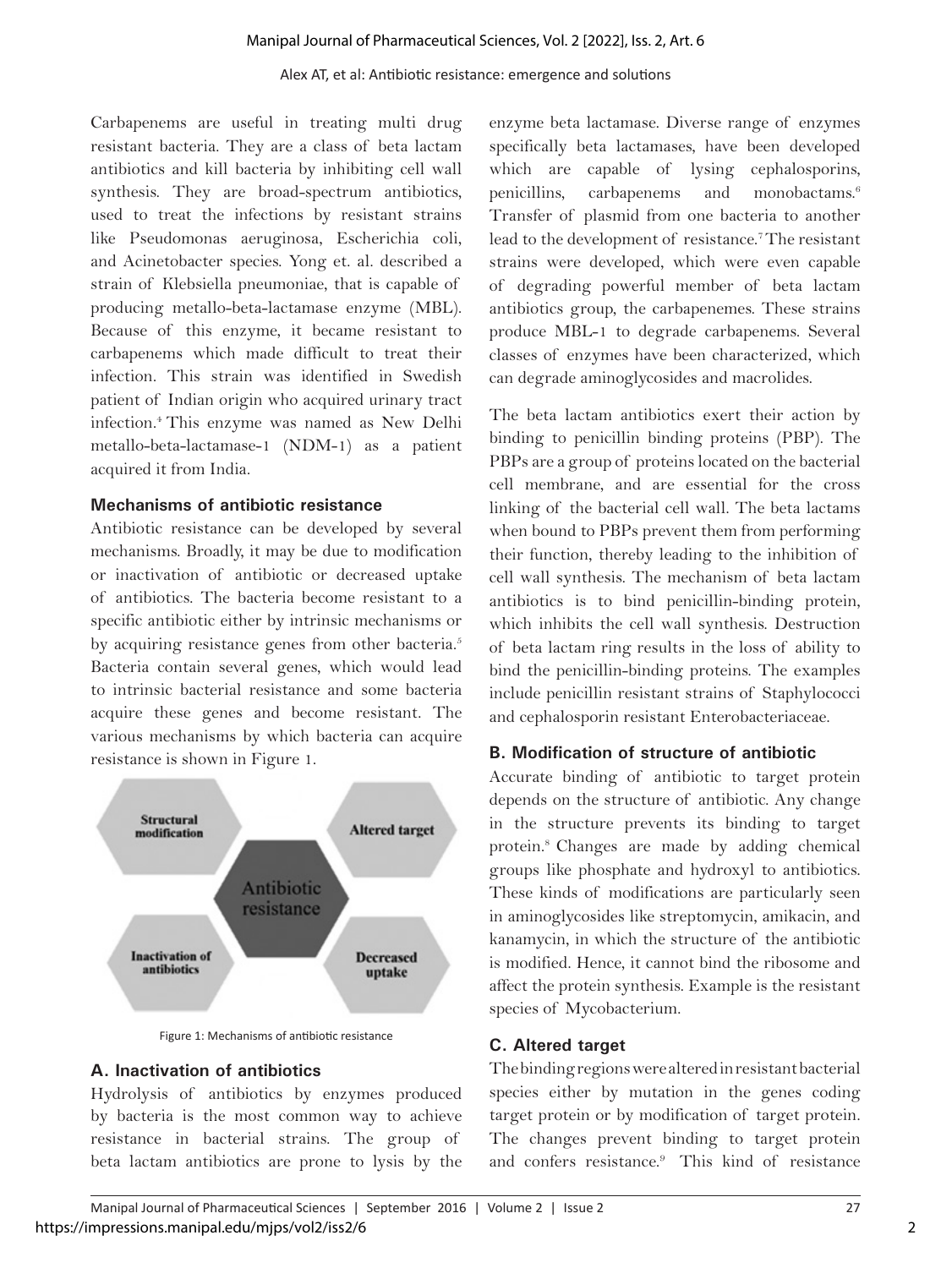Carbapenems are useful in treating multi drug resistant bacteria. They are a class of beta lactam antibiotics and kill bacteria by inhibiting cell wall synthesis. They are broad-spectrum antibiotics, used to treat the infections by resistant strains like Pseudomonas aeruginosa, Escherichia coli, and Acinetobacter species. Yong et. al. described a strain of Klebsiella pneumoniae, that is capable of producing metallo-beta-lactamase enzyme (MBL). Because of this enzyme, it became resistant to carbapenems which made difficult to treat their infection. This strain was identified in Swedish patient of Indian origin who acquired urinary tract infection.[4] This enzyme was named as New Delhi metallo-beta-lactamase-1 (NDM-1) as a patient acquired it from India.

### Mechanisms of antibiotic resistance

Antibiotic resistance can be developed by several mechanisms. Broadly, it may be due to modification or inactivation of antibiotic or decreased uptake of antibiotics. The bacteria become resistant to a specific antibiotic either by intrinsic mechanisms or by acquiring resistance genes from other bacteria.[5] Bacteria contain several genes, which would lead to intrinsic bacterial resistance and some bacteria acquire these genes and become resistant. The various mechanisms by which bacteria can acquire resistance is shown in Figure 1.

Structural modification | Altered target | Antibiotic resistance | Inactivation of antibiotics | Decreased uptake

Figure 1: Mechanisms of antibiotic resistance

### A. Inactivation of antibiotics

Hydrolysis of antibiotics by enzymes produced by bacteria is the most common way to achieve resistance in bacterial strains. The group of beta lactam antibiotics are prone to lysis by the enzyme beta lactamase. Diverse range of enzymes specifically beta lactamases, have been developed which are capable of lysing cephalosporins, penicillins, carbapenems and monobactams.[6] Transfer of plasmid from one bacteria to another lead to the development of resistance.[7] The resistant strains were developed, which were even capable of degrading powerful member of beta lactam antibiotics group, the carbapenemes. These strains produce MBL-1 to degrade carbapenems. Several classes of enzymes have been characterized, which can degrade aminoglycosides and macrolides.

The beta lactam antibiotics exert their action by binding to penicillin binding proteins (PBP). The PBPs are a group of proteins located on the bacterial cell membrane, and are essential for the cross linking of the bacterial cell wall. The beta lactams when bound to PBPs prevent them from performing their function, thereby leading to the inhibition of cell wall synthesis. The mechanism of beta lactam antibiotics is to bind penicillin-binding protein, which inhibits the cell wall synthesis. Destruction of beta lactam ring results in the loss of ability to bind the penicillin-binding proteins. The examples include penicillin resistant strains of Staphylococci and cephalosporin resistant Enterobacteriaceae.

### B. Modification of structure of antibiotic

Accurate binding of antibiotic to target protein depends on the structure of antibiotic. Any change in the structure prevents its binding to target protein.[8] Changes are made by adding chemical groups like phosphate and hydroxyl to antibiotics. These kinds of modifications are particularly seen in aminoglycosides like streptomycin, amikacin, and kanamycin, in which the structure of the antibiotic is modified. Hence, it cannot bind the ribosome and affect the protein synthesis. Example is the resistant species of Mycobacterium.

### C. Altered target

The binding regions were altered in resistant bacterial species either by mutation in the genes coding target protein or by modification of target protein. The changes prevent binding to target protein and confers resistance.[9] This kind of resistance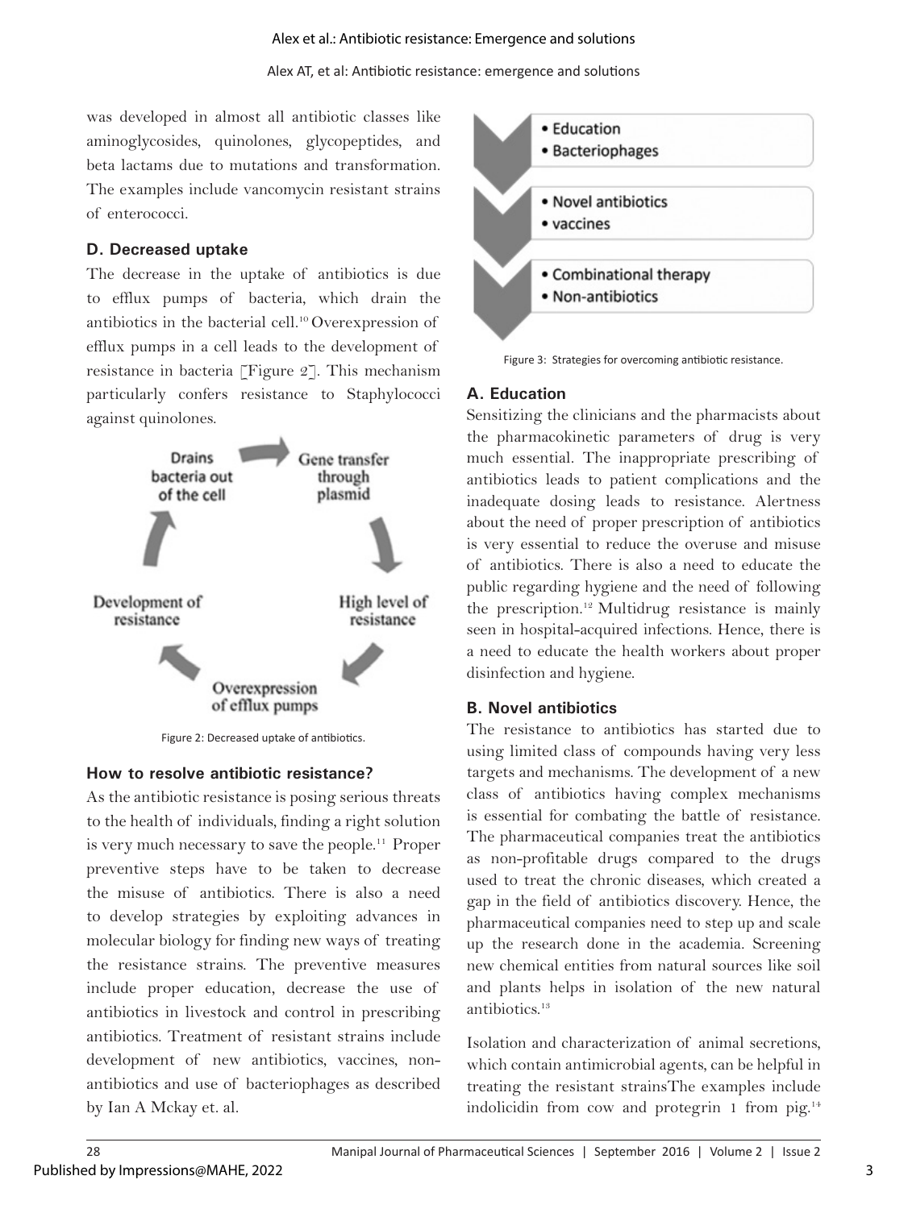was developed in almost all antibiotic classes like aminoglycosides, quinolones, glycopeptides, and beta lactams due to mutations and transformation. The examples include vancomycin resistant strains of enterococci.

### D. Decreased uptake

The decrease in the uptake of antibiotics is due to efflux pumps of bacteria, which drain the antibiotics in the bacterial cell.[10] Overexpression of efflux pumps in a cell leads to the development of resistance in bacteria [Figure 2]. This mechanism particularly confers resistance to Staphylococci against quinolones.

Figure 2: Decreased uptake of antibiotics.

### How to resolve antibiotic resistance?

As the antibiotic resistance is posing serious threats to the health of individuals, finding a right solution is very much necessary to save the people.[11] Proper preventive steps have to be taken to decrease the misuse of antibiotics. There is also a need to develop strategies by exploiting advances in molecular biology for finding new ways of treating the resistance strains. The preventive measures include proper education, decrease the use of antibiotics in livestock and control in prescribing antibiotics. Treatment of resistant strains include development of new antibiotics, vaccines, non-antibiotics and use of bacteriophages as described by Ian A Mckay et. al.

Figure 3: Strategies for overcoming antibiotic resistance.

### A. Education

Sensitizing the clinicians and the pharmacists about the pharmacokinetic parameters of drug is very much essential. The inappropriate prescribing of antibiotics leads to patient complications and the inadequate dosing leads to resistance. Alertness about the need of proper prescription of antibiotics is very essential to reduce the overuse and misuse of antibiotics. There is also a need to educate the public regarding hygiene and the need of following the prescription.[12] Multidrug resistance is mainly seen in hospital-acquired infections. Hence, there is a need to educate the health workers about proper disinfection and hygiene.

### B. Novel antibiotics

The resistance to antibiotics has started due to using limited class of compounds having very less targets and mechanisms. The development of a new class of antibiotics having complex mechanisms is essential for combating the battle of resistance. The pharmaceutical companies treat the antibiotics as non-profitable drugs compared to the drugs used to treat the chronic diseases, which created a gap in the field of antibiotics discovery. Hence, the pharmaceutical companies need to step up and scale up the research done in the academia. Screening new chemical entities from natural sources like soil and plants helps in isolation of the new natural antibiotics.[13]

Isolation and characterization of animal secretions, which contain antimicrobial agents, can be helpful in treating the resistant strainsThe examples include indolicidin from cow and protegrin 1 from pig.[14]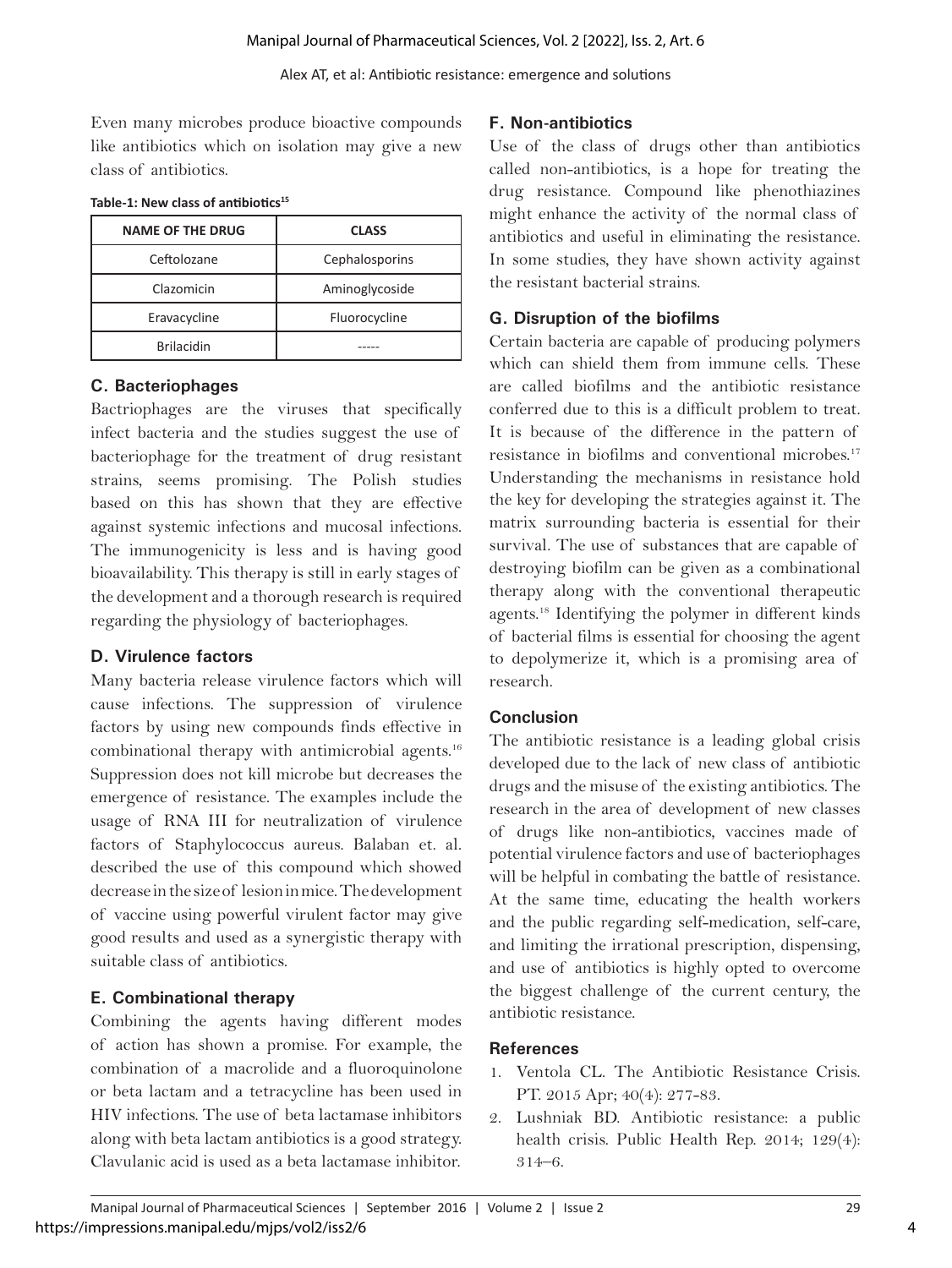Even many microbes produce bioactive compounds like antibiotics which on isolation may give a new class of antibiotics.

**Table-1: New class of antibiotics[15]**

| NAME OF THE DRUG | CLASS |
|---|---|
| Ceftolozane | Cephalosporins |
| Clazomicin | Aminoglycoside |
| Eravacycline | Fluorocycline |
| Brilacidin | ----- |

### C. Bacteriophages

Bactriophages are the viruses that specifically infect bacteria and the studies suggest the use of bacteriophage for the treatment of drug resistant strains, seems promising. The Polish studies based on this has shown that they are effective against systemic infections and mucosal infections. The immunogenicity is less and is having good bioavailability. This therapy is still in early stages of the development and a thorough research is required regarding the physiology of bacteriophages.

### D. Virulence factors

Many bacteria release virulence factors which will cause infections. The suppression of virulence factors by using new compounds finds effective in combinational therapy with antimicrobial agents.[16] Suppression does not kill microbe but decreases the emergence of resistance. The examples include the usage of RNA III for neutralization of virulence factors of Staphylococcus aureus. Balaban et. al. described the use of this compound which showed decrease in the size of lesion in mice. The development of vaccine using powerful virulent factor may give good results and used as a synergistic therapy with suitable class of antibiotics.

### E. Combinational therapy

Combining the agents having different modes of action has shown a promise. For example, the combination of a macrolide and a fluoroquinolone or beta lactam and a tetracycline has been used in HIV infections. The use of beta lactamase inhibitors along with beta lactam antibiotics is a good strategy. Clavulanic acid is used as a beta lactamase inhibitor.

### F. Non-antibiotics

Use of the class of drugs other than antibiotics called non-antibiotics, is a hope for treating the drug resistance. Compound like phenothiazines might enhance the activity of the normal class of antibiotics and useful in eliminating the resistance. In some studies, they have shown activity against the resistant bacterial strains.

### G. Disruption of the biofilms

Certain bacteria are capable of producing polymers which can shield them from immune cells. These are called biofilms and the antibiotic resistance conferred due to this is a difficult problem to treat. It is because of the difference in the pattern of resistance in biofilms and conventional microbes.[17] Understanding the mechanisms in resistance hold the key for developing the strategies against it. The matrix surrounding bacteria is essential for their survival. The use of substances that are capable of destroying biofilm can be given as a combinational therapy along with the conventional therapeutic agents.[18] Identifying the polymer in different kinds of bacterial films is essential for choosing the agent to depolymerize it, which is a promising area of research.

## Conclusion

The antibiotic resistance is a leading global crisis developed due to the lack of new class of antibiotic drugs and the misuse of the existing antibiotics. The research in the area of development of new classes of drugs like non-antibiotics, vaccines made of potential virulence factors and use of bacteriophages will be helpful in combating the battle of resistance. At the same time, educating the health workers and the public regarding self-medication, self-care, and limiting the irrational prescription, dispensing, and use of antibiotics is highly opted to overcome the biggest challenge of the current century, the antibiotic resistance.

## References

1. Ventola CL. The Antibiotic Resistance Crisis. PT. 2015 Apr; 40(4): 277-83.
2. Lushniak BD. Antibiotic resistance: a public health crisis. Public Health Rep. 2014; 129(4): 314–6.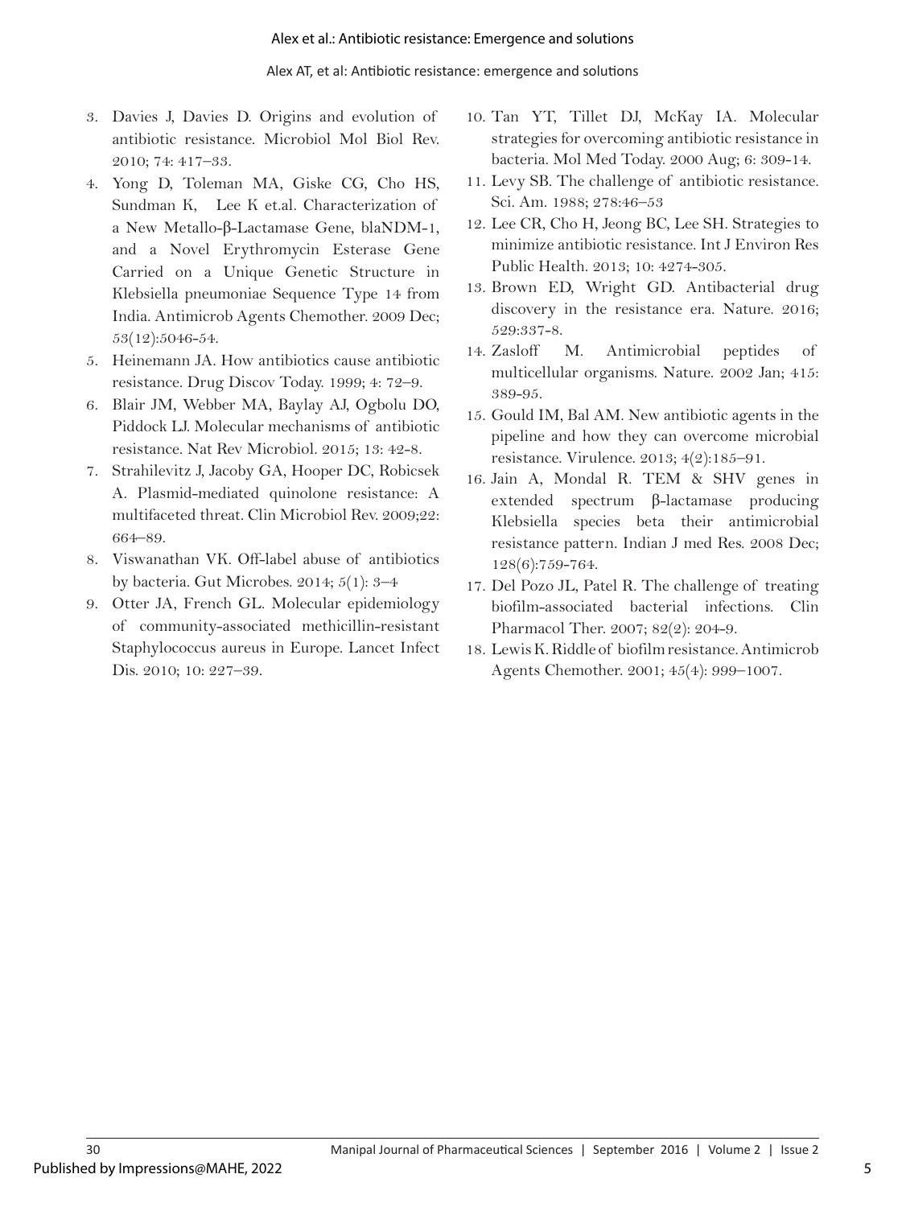3. Davies J, Davies D. Origins and evolution of antibiotic resistance. Microbiol Mol Biol Rev. 2010; 74: 417–33.
4. Yong D, Toleman MA, Giske CG, Cho HS, Sundman K, Lee K et.al. Characterization of a New Metallo-β-Lactamase Gene, blaNDM-1, and a Novel Erythromycin Esterase Gene Carried on a Unique Genetic Structure in Klebsiella pneumoniae Sequence Type 14 from India. Antimicrob Agents Chemother. 2009 Dec; 53(12):5046-54.
5. Heinemann JA. How antibiotics cause antibiotic resistance. Drug Discov Today. 1999; 4: 72–9.
6. Blair JM, Webber MA, Baylay AJ, Ogbolu DO, Piddock LJ. Molecular mechanisms of antibiotic resistance. Nat Rev Microbiol. 2015; 13: 42-8.
7. Strahilevitz J, Jacoby GA, Hooper DC, Robicsek A. Plasmid-mediated quinolone resistance: A multifaceted threat. Clin Microbiol Rev. 2009;22: 664–89.
8. Viswanathan VK. Off-label abuse of antibiotics by bacteria. Gut Microbes. 2014; 5(1): 3–4
9. Otter JA, French GL. Molecular epidemiology of community-associated methicillin-resistant Staphylococcus aureus in Europe. Lancet Infect Dis. 2010; 10: 227–39.
10. Tan YT, Tillet DJ, McKay IA. Molecular strategies for overcoming antibiotic resistance in bacteria. Mol Med Today. 2000 Aug; 6: 309-14.
11. Levy SB. The challenge of antibiotic resistance. Sci. Am. 1988; 278:46–53
12. Lee CR, Cho H, Jeong BC, Lee SH. Strategies to minimize antibiotic resistance. Int J Environ Res Public Health. 2013; 10: 4274-305.
13. Brown ED, Wright GD. Antibacterial drug discovery in the resistance era. Nature. 2016; 529:337-8.
14. Zasloff M. Antimicrobial peptides of multicellular organisms. Nature. 2002 Jan; 415: 389-95.
15. Gould IM, Bal AM. New antibiotic agents in the pipeline and how they can overcome microbial resistance. Virulence. 2013; 4(2):185–91.
16. Jain A, Mondal R. TEM & SHV genes in extended spectrum β-lactamase producing Klebsiella species beta their antimicrobial resistance pattern. Indian J med Res. 2008 Dec; 128(6):759-764.
17. Del Pozo JL, Patel R. The challenge of treating biofilm-associated bacterial infections. Clin Pharmacol Ther. 2007; 82(2): 204-9.
18. Lewis K. Riddle of biofilm resistance. Antimicrob Agents Chemother. 2001; 45(4): 999–1007.